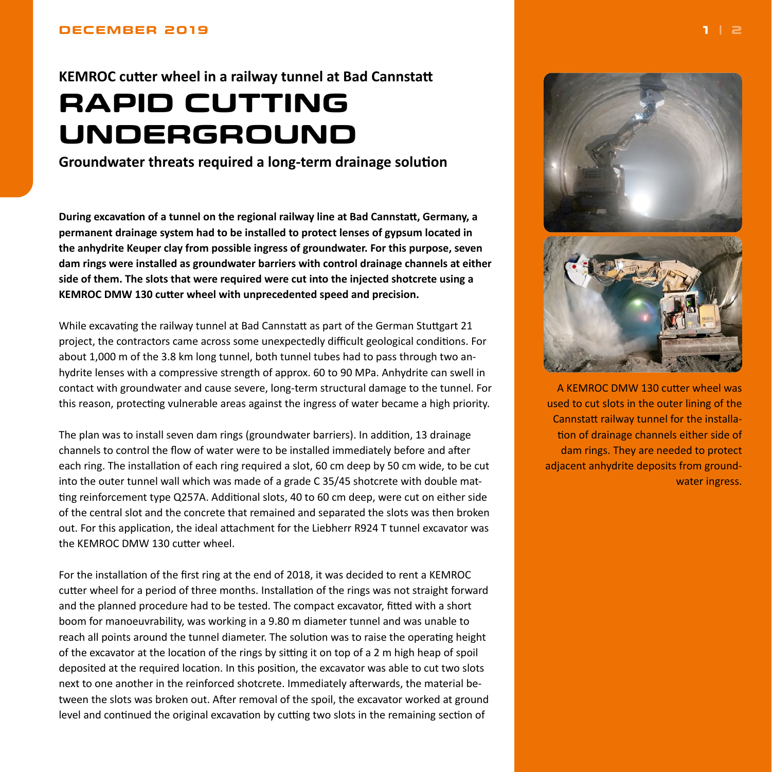### KEMROC cutter wheel in a railway tunnel at Bad Cannstatt

# RAPID CUTTING UNDERGROUND

**Groundwater threats required a long-term drainage solution**

**During excavation of a tunnel on the regional railway line at Bad Cannstatt, Germany, a permanent drainage system had to be installed to protect lenses of gypsum located in the anhydrite Keuper clay from possible ingress of groundwater. For this purpose, seven dam rings were installed as groundwater barriers with control drainage channels at either side of them. The slots that were required were cut into the injected shotcrete using a KEMROC DMW 130 cutter wheel with unprecedented speed and precision.**

While excavating the railway tunnel at Bad Cannstatt as part of the German Stuttgart 21 project, the contractors came across some unexpectedly difficult geological conditions. For about 1,000 m of the 3.8 km long tunnel, both tunnel tubes had to pass through two anhydrite lenses with a compressive strength of approx. 60 to 90 MPa. Anhydrite can swell in contact with groundwater and cause severe, long-term structural damage to the tunnel. For this reason, protecting vulnerable areas against the ingress of water became a high priority.

The plan was to install seven dam rings (groundwater barriers). In addition, 13 drainage channels to control the flow of water were to be installed immediately before and after each ring. The installation of each ring required a slot, 60 cm deep by 50 cm wide, to be cut into the outer tunnel wall which was made of a grade C 35/45 shotcrete with double matting reinforcement type Q257A. Additional slots, 40 to 60 cm deep, were cut on either side of the central slot and the concrete that remained and separated the slots was then broken out. For this application, the ideal attachment for the Liebherr R924 T tunnel excavator was the KEMROC DMW 130 cutter wheel.

For the installation of the first ring at the end of 2018, it was decided to rent a KEMROC cutter wheel for a period of three months. Installation of the rings was not straight forward and the planned procedure had to be tested. The compact excavator, fitted with a short boom for manoeuvrability, was working in a 9.80 m diameter tunnel and was unable to reach all points around the tunnel diameter. The solution was to raise the operating height of the excavator at the location of the rings by sitting it on top of a 2 m high heap of spoil deposited at the required location. In this position, the excavator was able to cut two slots next to one another in the reinforced shotcrete. Immediately afterwards, the material between the slots was broken out. After removal of the spoil, the excavator worked at ground level and continued the original excavation by cutting two slots in the remaining section of

A KEMROC DMW 130 cutter wheel was used to cut slots in the outer lining of the Cannstatt railway tunnel for the installation of drainage channels either side of dam rings. They are needed to protect adjacent anhydrite deposits from groundwater ingress.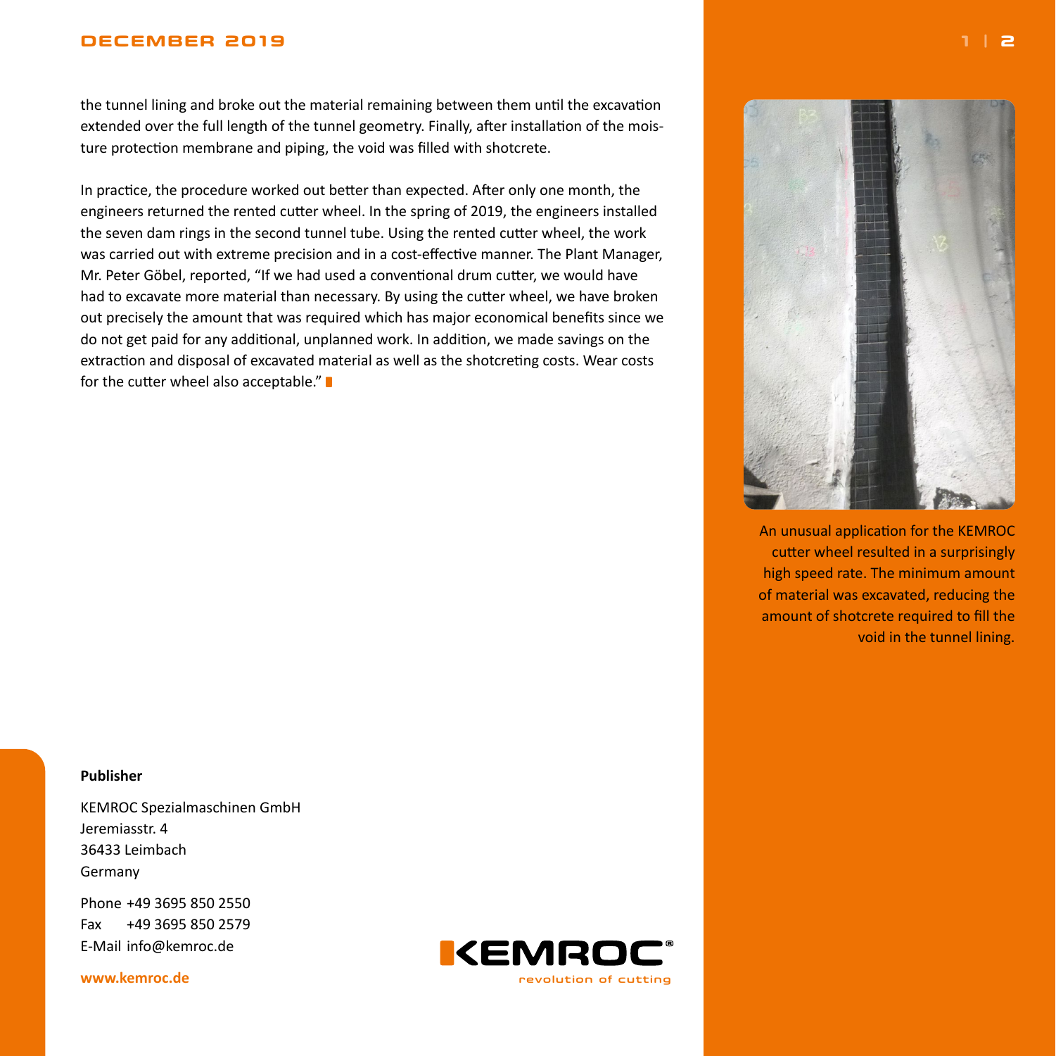the tunnel lining and broke out the material remaining between them until the excavation extended over the full length of the tunnel geometry. Finally, after installation of the moisture protection membrane and piping, the void was filled with shotcrete.

In practice, the procedure worked out better than expected. After only one month, the engineers returned the rented cutter wheel. In the spring of 2019, the engineers installed the seven dam rings in the second tunnel tube. Using the rented cutter wheel, the work was carried out with extreme precision and in a cost-effective manner. The Plant Manager, Mr. Peter Göbel, reported, "If we had used a conventional drum cutter, we would have had to excavate more material than necessary. By using the cutter wheel, we have broken out precisely the amount that was required which has major economical benefits since we do not get paid for any additional, unplanned work. In addition, we made savings on the extraction and disposal of excavated material as well as the shotcreting costs. Wear costs for the cutter wheel also acceptable."

An unusual application for the KEMROC cutter wheel resulted in a surprisingly high speed rate. The minimum amount of material was excavated, reducing the amount of shotcrete required to fill the void in the tunnel lining.

**Publisher**

KEMROC Spezialmaschinen GmbH
Jeremiasstr. 4
36433 Leimbach
Germany

Phone +49 3695 850 2550
Fax +49 3695 850 2579
E-Mail info@kemroc.de

**www.kemroc.de**

KEMROC®
revolution of cutting